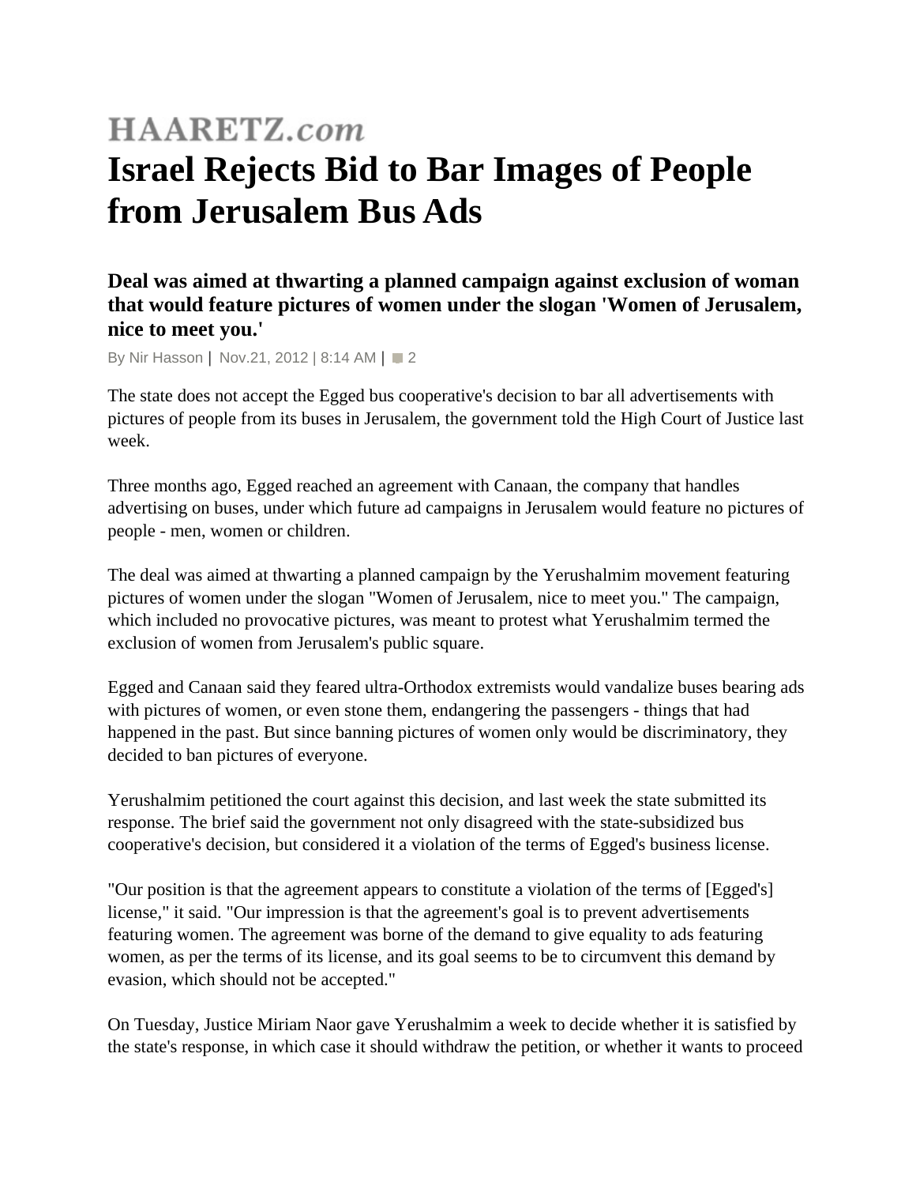HAARETZ.com

# Israel Rejects Bid to Bar Images of People from Jerusalem Bus Ads

### Deal was aimed at thwarting a planned campaign against exclusion of woman that would feature pictures of women under the slogan 'Women of Jerusalem, nice to meet you.'

By Nir Hasson | Nov.21, 2012 | 8:14 AM | 2

The state does not accept the Egged bus cooperative's decision to bar all advertisements with pictures of people from its buses in Jerusalem, the government told the High Court of Justice last week.

Three months ago, Egged reached an agreement with Canaan, the company that handles advertising on buses, under which future ad campaigns in Jerusalem would feature no pictures of people - men, women or children.

The deal was aimed at thwarting a planned campaign by the Yerushalmim movement featuring pictures of women under the slogan "Women of Jerusalem, nice to meet you." The campaign, which included no provocative pictures, was meant to protest what Yerushalmim termed the exclusion of women from Jerusalem's public square.

Egged and Canaan said they feared ultra-Orthodox extremists would vandalize buses bearing ads with pictures of women, or even stone them, endangering the passengers - things that had happened in the past. But since banning pictures of women only would be discriminatory, they decided to ban pictures of everyone.

Yerushalmim petitioned the court against this decision, and last week the state submitted its response. The brief said the government not only disagreed with the state-subsidized bus cooperative's decision, but considered it a violation of the terms of Egged's business license.

"Our position is that the agreement appears to constitute a violation of the terms of [Egged's] license," it said. "Our impression is that the agreement's goal is to prevent advertisements featuring women. The agreement was borne of the demand to give equality to ads featuring women, as per the terms of its license, and its goal seems to be to circumvent this demand by evasion, which should not be accepted."

On Tuesday, Justice Miriam Naor gave Yerushalmim a week to decide whether it is satisfied by the state's response, in which case it should withdraw the petition, or whether it wants to proceed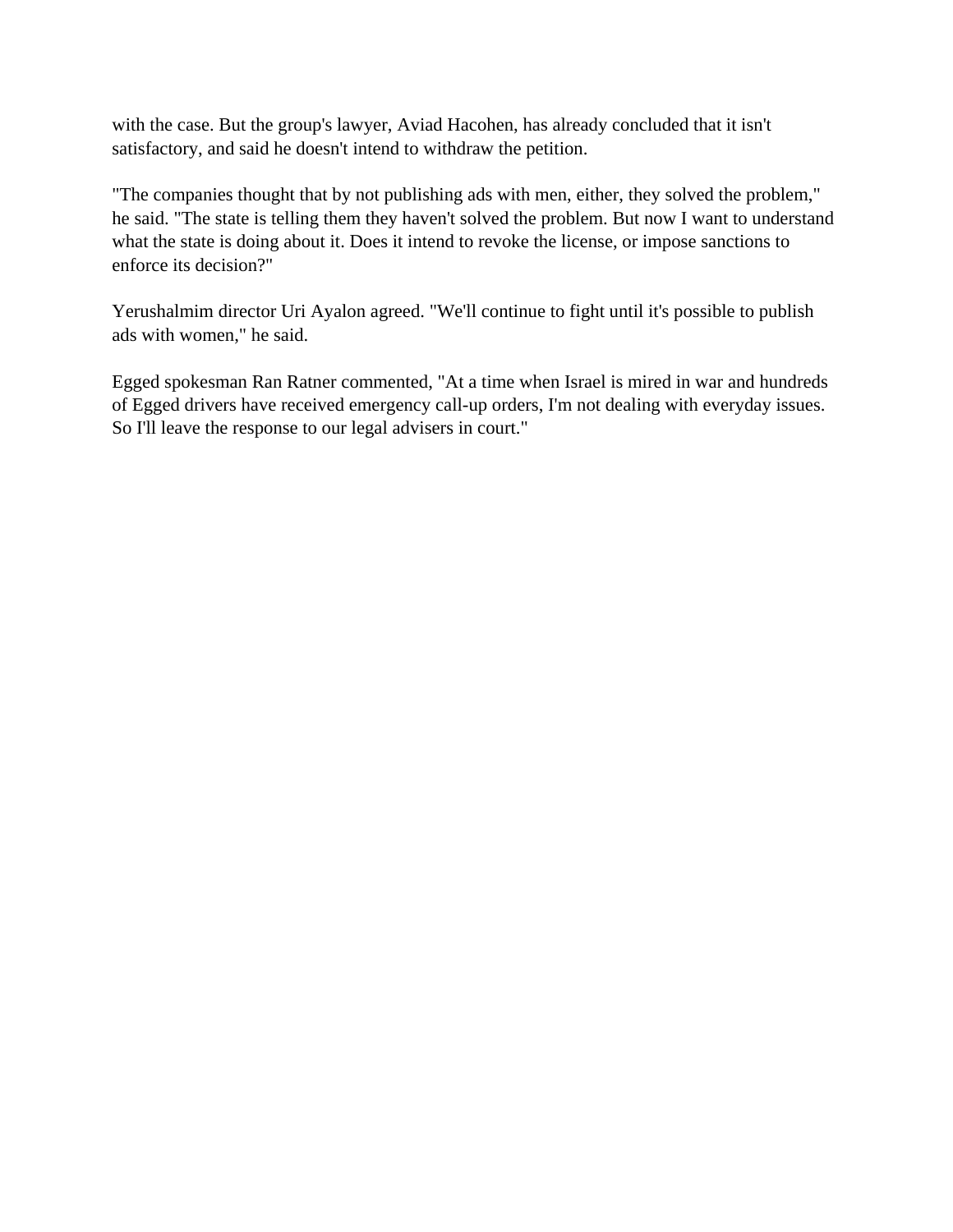with the case. But the group's lawyer, Aviad Hacohen, has already concluded that it isn't satisfactory, and said he doesn't intend to withdraw the petition.

"The companies thought that by not publishing ads with men, either, they solved the problem," he said. "The state is telling them they haven't solved the problem. But now I want to understand what the state is doing about it. Does it intend to revoke the license, or impose sanctions to enforce its decision?"

Yerushalmim director Uri Ayalon agreed. "We'll continue to fight until it's possible to publish ads with women," he said.

Egged spokesman Ran Ratner commented, "At a time when Israel is mired in war and hundreds of Egged drivers have received emergency call-up orders, I'm not dealing with everyday issues. So I'll leave the response to our legal advisers in court."